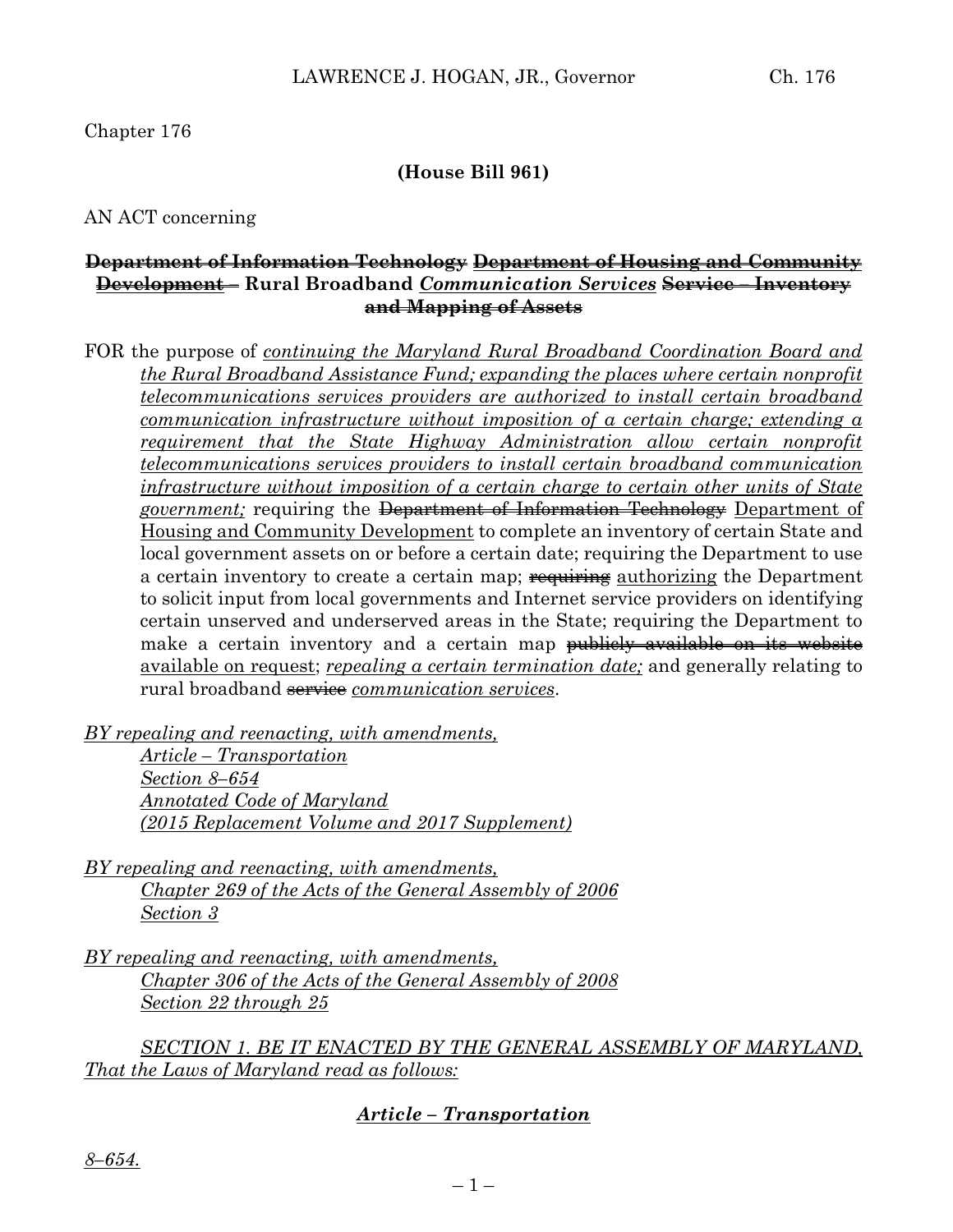Chapter 176

**(House Bill 961)**

AN ACT concerning

**~~Department of Information Technology~~ ~~Department of Housing and Community Development~~ – Rural Broadband *Communication Services* ~~Service – Inventory and Mapping of Assets~~**

FOR the purpose of *continuing the Maryland Rural Broadband Coordination Board and the Rural Broadband Assistance Fund; expanding the places where certain nonprofit telecommunications services providers are authorized to install certain broadband communication infrastructure without imposition of a certain charge; extending a requirement that the State Highway Administration allow certain nonprofit telecommunications services providers to install certain broadband communication infrastructure without imposition of a certain charge to certain other units of State government;* requiring the ~~Department of Information Technology~~ Department of Housing and Community Development to complete an inventory of certain State and local government assets on or before a certain date; requiring the Department to use a certain inventory to create a certain map; ~~requiring~~ authorizing the Department to solicit input from local governments and Internet service providers on identifying certain unserved and underserved areas in the State; requiring the Department to make a certain inventory and a certain map ~~publicly available on its website~~ available on request; *repealing a certain termination date;* and generally relating to rural broadband ~~service~~ *communication services*.

*BY repealing and reenacting, with amendments,*
*Article – Transportation*
*Section 8–654*
*Annotated Code of Maryland*
*(2015 Replacement Volume and 2017 Supplement)*

*BY repealing and reenacting, with amendments,*
*Chapter 269 of the Acts of the General Assembly of 2006*
*Section 3*

*BY repealing and reenacting, with amendments,*
*Chapter 306 of the Acts of the General Assembly of 2008*
*Section 22 through 25*

*SECTION 1. BE IT ENACTED BY THE GENERAL ASSEMBLY OF MARYLAND, That the Laws of Maryland read as follows:*

***Article – Transportation***

*8–654.*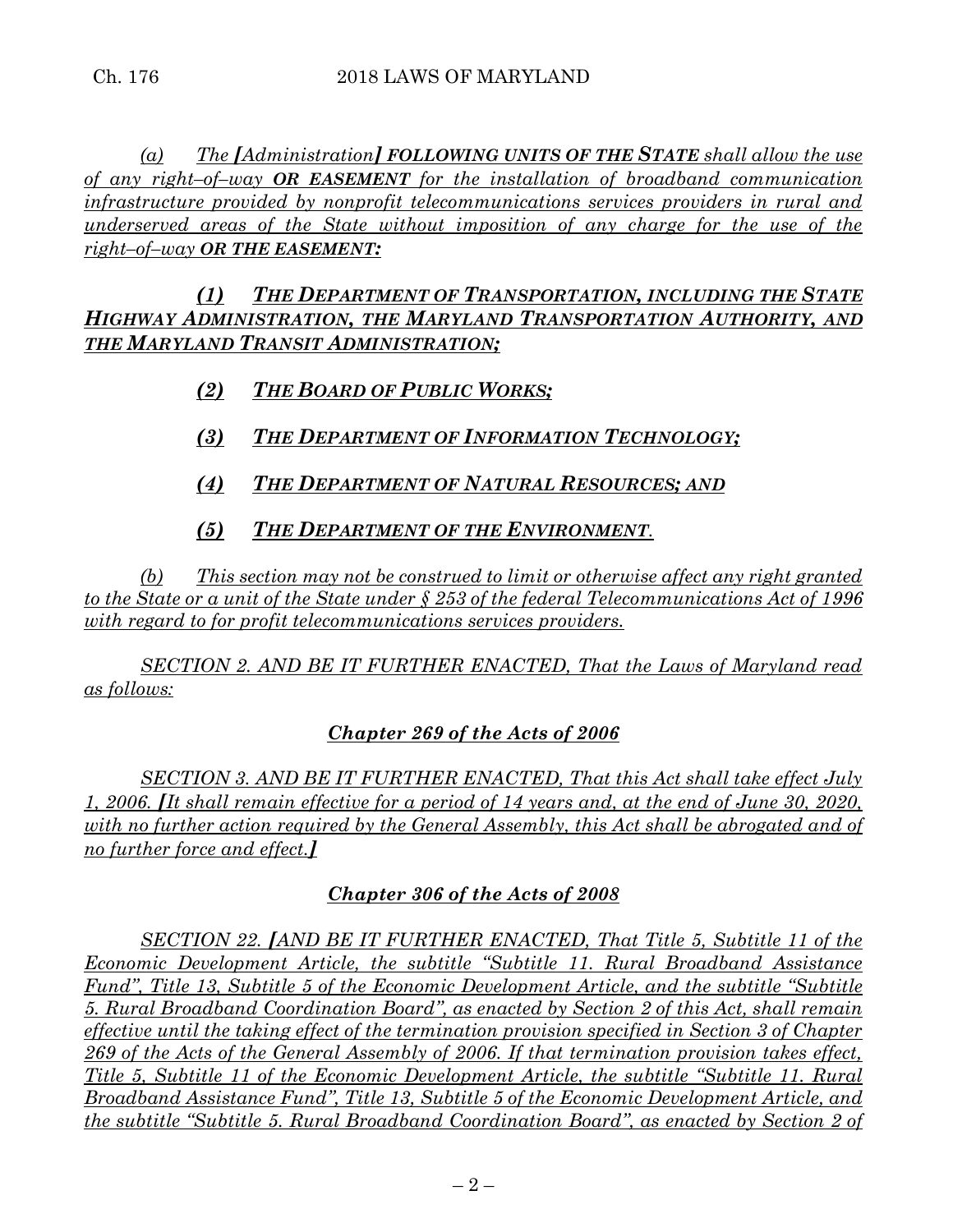*(a)* *The [Administration] **FOLLOWING UNITS OF THE STATE** shall allow the use of any right–of–way **OR EASEMENT** for the installation of broadband communication infrastructure provided by nonprofit telecommunications services providers in rural and underserved areas of the State without imposition of any charge for the use of the right–of–way **OR THE EASEMENT:***

***(1) THE DEPARTMENT OF TRANSPORTATION, INCLUDING THE STATE HIGHWAY ADMINISTRATION, THE MARYLAND TRANSPORTATION AUTHORITY, AND THE MARYLAND TRANSIT ADMINISTRATION;***

***(2) THE BOARD OF PUBLIC WORKS;***

***(3) THE DEPARTMENT OF INFORMATION TECHNOLOGY;***

***(4) THE DEPARTMENT OF NATURAL RESOURCES; AND***

***(5) THE DEPARTMENT OF THE ENVIRONMENT.***

*(b) This section may not be construed to limit or otherwise affect any right granted to the State or a unit of the State under § 253 of the federal Telecommunications Act of 1996 with regard to for profit telecommunications services providers.*

*SECTION 2. AND BE IT FURTHER ENACTED, That the Laws of Maryland read as follows:*

***Chapter 269 of the Acts of 2006***

*SECTION 3. AND BE IT FURTHER ENACTED, That this Act shall take effect July 1, 2006. [It shall remain effective for a period of 14 years and, at the end of June 30, 2020, with no further action required by the General Assembly, this Act shall be abrogated and of no further force and effect.]*

***Chapter 306 of the Acts of 2008***

*SECTION 22. [AND BE IT FURTHER ENACTED, That Title 5, Subtitle 11 of the Economic Development Article, the subtitle "Subtitle 11. Rural Broadband Assistance Fund", Title 13, Subtitle 5 of the Economic Development Article, and the subtitle "Subtitle 5. Rural Broadband Coordination Board", as enacted by Section 2 of this Act, shall remain effective until the taking effect of the termination provision specified in Section 3 of Chapter 269 of the Acts of the General Assembly of 2006. If that termination provision takes effect, Title 5, Subtitle 11 of the Economic Development Article, the subtitle "Subtitle 11. Rural Broadband Assistance Fund", Title 13, Subtitle 5 of the Economic Development Article, and the subtitle "Subtitle 5. Rural Broadband Coordination Board", as enacted by Section 2 of*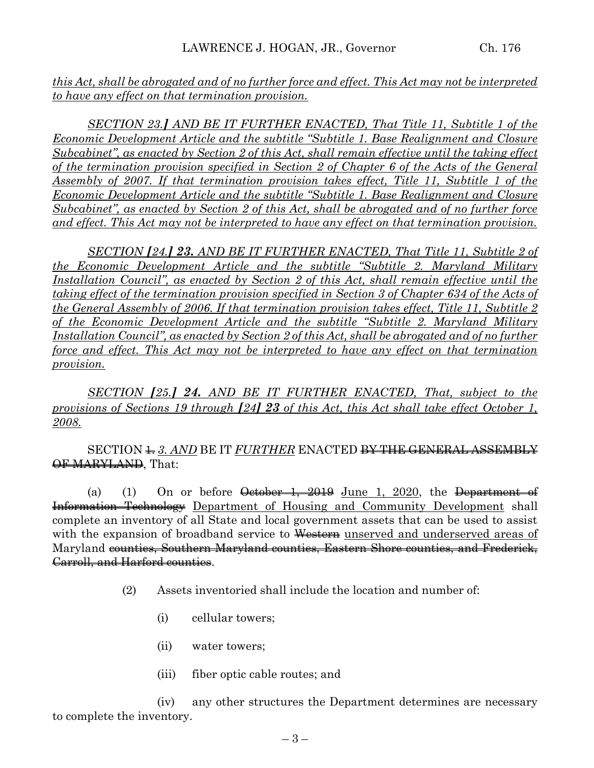*this Act, shall be abrogated and of no further force and effect. This Act may not be interpreted to have any effect on that termination provision.*

*SECTION 23.]* *AND BE IT FURTHER ENACTED, That Title 11, Subtitle 1 of the Economic Development Article and the subtitle "Subtitle 1. Base Realignment and Closure Subcabinet", as enacted by Section 2 of this Act, shall remain effective until the taking effect of the termination provision specified in Section 2 of Chapter 6 of the Acts of the General Assembly of 2007. If that termination provision takes effect, Title 11, Subtitle 1 of the Economic Development Article and the subtitle "Subtitle 1. Base Realignment and Closure Subcabinet", as enacted by Section 2 of this Act, shall be abrogated and of no further force and effect. This Act may not be interpreted to have any effect on that termination provision.*

*SECTION [24.]* ***23.*** *AND BE IT FURTHER ENACTED, That Title 11, Subtitle 2 of the Economic Development Article and the subtitle "Subtitle 2. Maryland Military Installation Council", as enacted by Section 2 of this Act, shall remain effective until the taking effect of the termination provision specified in Section 3 of Chapter 634 of the Acts of the General Assembly of 2006. If that termination provision takes effect, Title 11, Subtitle 2 of the Economic Development Article and the subtitle "Subtitle 2. Maryland Military Installation Council", as enacted by Section 2 of this Act, shall be abrogated and of no further force and effect. This Act may not be interpreted to have any effect on that termination provision.*

*SECTION [25.]* ***24.*** *AND BE IT FURTHER ENACTED, That, subject to the provisions of Sections 19 through [24]* ***23*** *of this Act, this Act shall take effect October 1, 2008.*

SECTION ~~1.~~ *3. AND* BE IT *FURTHER* ENACTED ~~BY THE GENERAL ASSEMBLY OF MARYLAND~~, That:

(a) (1) On or before ~~October 1, 2019~~ June 1, 2020, the ~~Department of Information Technology~~ Department of Housing and Community Development shall complete an inventory of all State and local government assets that can be used to assist with the expansion of broadband service to ~~Western~~ unserved and underserved areas of Maryland ~~counties, Southern Maryland counties, Eastern Shore counties, and Frederick, Carroll, and Harford counties~~.

(2) Assets inventoried shall include the location and number of:

(i) cellular towers;

(ii) water towers;

(iii) fiber optic cable routes; and

(iv) any other structures the Department determines are necessary to complete the inventory.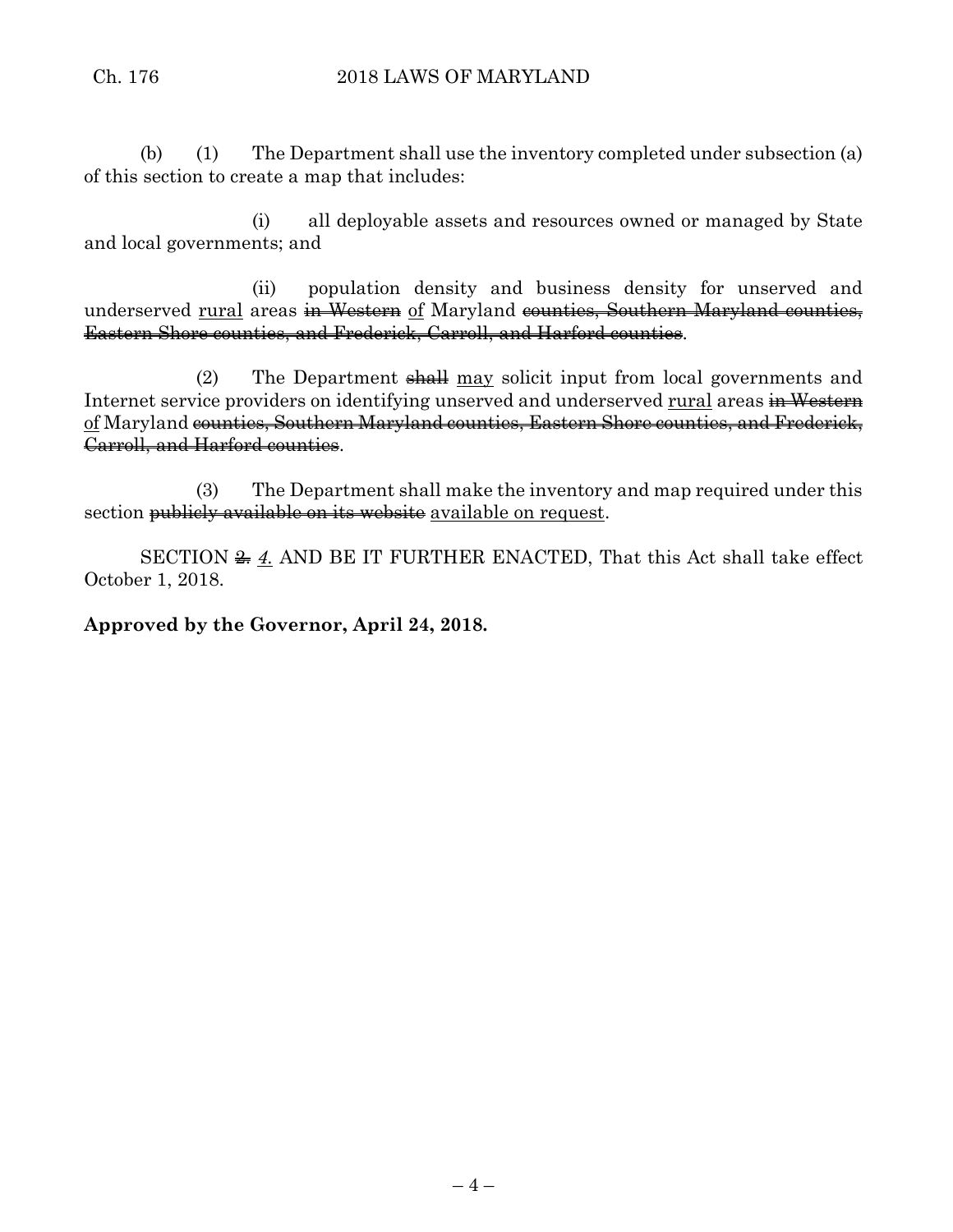(b) (1) The Department shall use the inventory completed under subsection (a) of this section to create a map that includes:

(i) all deployable assets and resources owned or managed by State and local governments; and

(ii) population density and business density for unserved and underserved <u>rural</u> areas ~~in Western~~ <u>of</u> Maryland ~~counties, Southern Maryland counties, Eastern Shore counties, and Frederick, Carroll, and Harford counties~~.

(2) The Department ~~shall~~ <u>may</u> solicit input from local governments and Internet service providers on identifying unserved and underserved <u>rural</u> areas ~~in Western~~ <u>of</u> Maryland ~~counties, Southern Maryland counties, Eastern Shore counties, and Frederick, Carroll, and Harford counties~~.

(3) The Department shall make the inventory and map required under this section ~~publicly available on its website~~ <u>available on request</u>.

SECTION ~~2.~~ <u>*4.*</u> AND BE IT FURTHER ENACTED, That this Act shall take effect October 1, 2018.

**Approved by the Governor, April 24, 2018.**